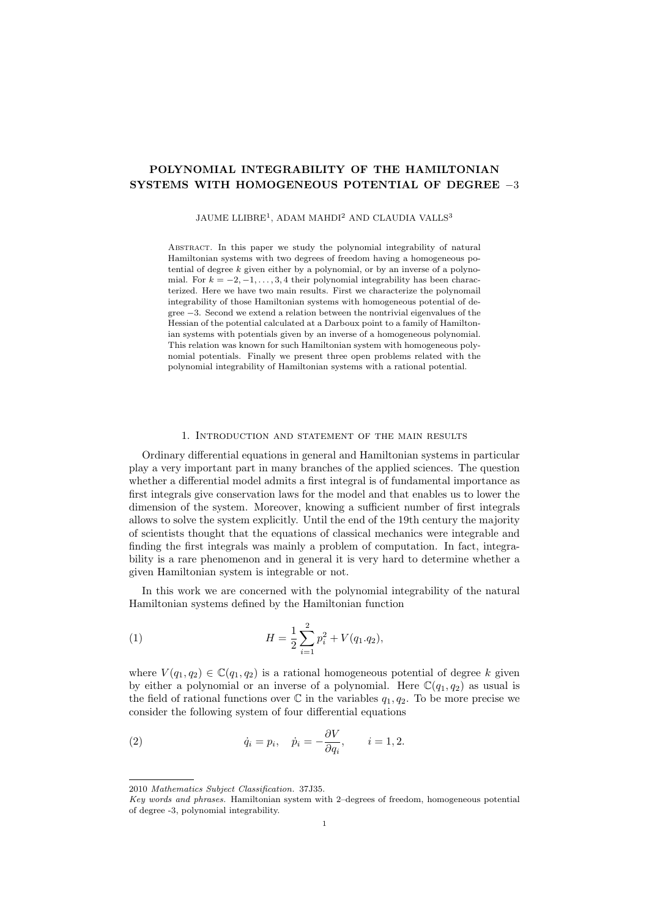# POLYNOMIAL INTEGRABILITY OF THE HAMILTONIAN SYSTEMS WITH HOMOGENEOUS POTENTIAL OF DEGREE $-3$

JAUME LLIBRE[1], ADAM MAHDI[2] AND CLAUDIA VALLS[3]

Abstract. In this paper we study the polynomial integrability of natural Hamiltonian systems with two degrees of freedom having a homogeneous potential of degree $k$ given either by a polynomial, or by an inverse of a polynomial. For $k = -2, -1, \ldots, 3, 4$ their polynomial integrability has been characterized. Here we have two main results. First we characterize the polynomail integrability of those Hamiltonian systems with homogeneous potential of degree $-3$. Second we extend a relation between the nontrivial eigenvalues of the Hessian of the potential calculated at a Darboux point to a family of Hamiltonian systems with potentials given by an inverse of a homogeneous polynomial. This relation was known for such Hamiltonian system with homogeneous polynomial potentials. Finally we present three open problems related with the polynomial integrability of Hamiltonian systems with a rational potential.

## 1. Introduction and statement of the main results

Ordinary differential equations in general and Hamiltonian systems in particular play a very important part in many branches of the applied sciences. The question whether a differential model admits a first integral is of fundamental importance as first integrals give conservation laws for the model and that enables us to lower the dimension of the system. Moreover, knowing a sufficient number of first integrals allows to solve the system explicitly. Until the end of the 19th century the majority of scientists thought that the equations of classical mechanics were integrable and finding the first integrals was mainly a problem of computation. In fact, integrability is a rare phenomenon and in general it is very hard to determine whether a given Hamiltonian system is integrable or not.

In this work we are concerned with the polynomial integrability of the natural Hamiltonian systems defined by the Hamiltonian function

$$H = \frac{1}{2}\sum_{i=1}^{2} p_i^2 + V(q_1.q_2), \tag{1}$$

where $V(q_1, q_2) \in \mathbb{C}(q_1, q_2)$ is a rational homogeneous potential of degree $k$ given by either a polynomial or an inverse of a polynomial. Here $\mathbb{C}(q_1, q_2)$ as usual is the field of rational functions over $\mathbb{C}$ in the variables $q_1, q_2$. To be more precise we consider the following system of four differential equations

$$\dot{q}_i = p_i, \quad \dot{p}_i = -\frac{\partial V}{\partial q_i}, \qquad i = 1, 2. \tag{2}$$

---

2010 *Mathematics Subject Classification.* 37J35.

*Key words and phrases.* Hamiltonian system with 2–degrees of freedom, homogeneous potential of degree -3, polynomial integrability.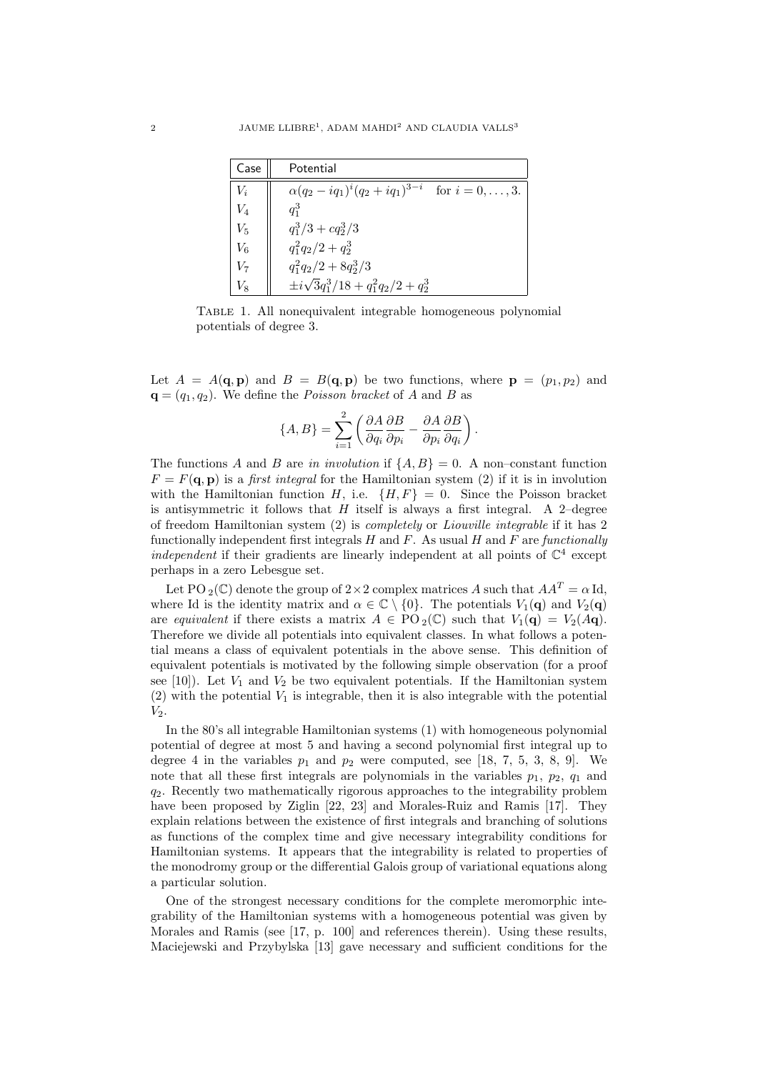| Case | Potential |
|---|---|
| $V_i$ | $\alpha(q_2 - iq_1)^i(q_2 + iq_1)^{3-i}$ for $i = 0, \ldots, 3.$ |
| $V_4$ | $q_1^3$ |
| $V_5$ | $q_1^3/3 + cq_2^3/3$ |
| $V_6$ | $q_1^2 q_2/2 + q_2^3$ |
| $V_7$ | $q_1^2 q_2/2 + 8q_2^3/3$ |
| $V_8$ | $\pm i\sqrt{3}q_1^3/18 + q_1^2 q_2/2 + q_2^3$ |

Table 1. All nonequivalent integrable homogeneous polynomial potentials of degree 3.

Let $A = A(\mathbf{q}, \mathbf{p})$ and $B = B(\mathbf{q}, \mathbf{p})$ be two functions, where $\mathbf{p} = (p_1, p_2)$ and $\mathbf{q} = (q_1, q_2)$. We define the *Poisson bracket* of $A$ and $B$ as

$$\{A, B\} = \sum_{i=1}^{2} \left( \frac{\partial A}{\partial q_i} \frac{\partial B}{\partial p_i} - \frac{\partial A}{\partial p_i} \frac{\partial B}{\partial q_i} \right).$$

The functions $A$ and $B$ are *in involution* if $\{A, B\} = 0$. A non–constant function $F = F(\mathbf{q}, \mathbf{p})$ is a *first integral* for the Hamiltonian system (2) if it is in involution with the Hamiltonian function $H$, i.e. $\{H, F\} = 0$. Since the Poisson bracket is antisymmetric it follows that $H$ itself is always a first integral. A 2–degree of freedom Hamiltonian system (2) is *completely* or *Liouville integrable* if it has 2 functionally independent first integrals $H$ and $F$. As usual $H$ and $F$ are *functionally independent* if their gradients are linearly independent at all points of $\mathbb{C}^4$ except perhaps in a zero Lebesgue set.

Let $\mathrm{PO}_2(\mathbb{C})$ denote the group of $2 \times 2$ complex matrices $A$ such that $AA^T = \alpha\,\mathrm{Id}$, where Id is the identity matrix and $\alpha \in \mathbb{C} \setminus \{0\}$. The potentials $V_1(\mathbf{q})$ and $V_2(\mathbf{q})$ are *equivalent* if there exists a matrix $A \in \mathrm{PO}_2(\mathbb{C})$ such that $V_1(\mathbf{q}) = V_2(A\mathbf{q})$. Therefore we divide all potentials into equivalent classes. In what follows a potential means a class of equivalent potentials in the above sense. This definition of equivalent potentials is motivated by the following simple observation (for a proof see [10]). Let $V_1$ and $V_2$ be two equivalent potentials. If the Hamiltonian system (2) with the potential $V_1$ is integrable, then it is also integrable with the potential $V_2$.

In the 80's all integrable Hamiltonian systems (1) with homogeneous polynomial potential of degree at most 5 and having a second polynomial first integral up to degree 4 in the variables $p_1$ and $p_2$ were computed, see [18, 7, 5, 3, 8, 9]. We note that all these first integrals are polynomials in the variables $p_1$, $p_2$, $q_1$ and $q_2$. Recently two mathematically rigorous approaches to the integrability problem have been proposed by Ziglin [22, 23] and Morales-Ruiz and Ramis [17]. They explain relations between the existence of first integrals and branching of solutions as functions of the complex time and give necessary integrability conditions for Hamiltonian systems. It appears that the integrability is related to properties of the monodromy group or the differential Galois group of variational equations along a particular solution.

One of the strongest necessary conditions for the complete meromorphic integrability of the Hamiltonian systems with a homogeneous potential was given by Morales and Ramis (see [17, p. 100] and references therein). Using these results, Maciejewski and Przybylska [13] gave necessary and sufficient conditions for the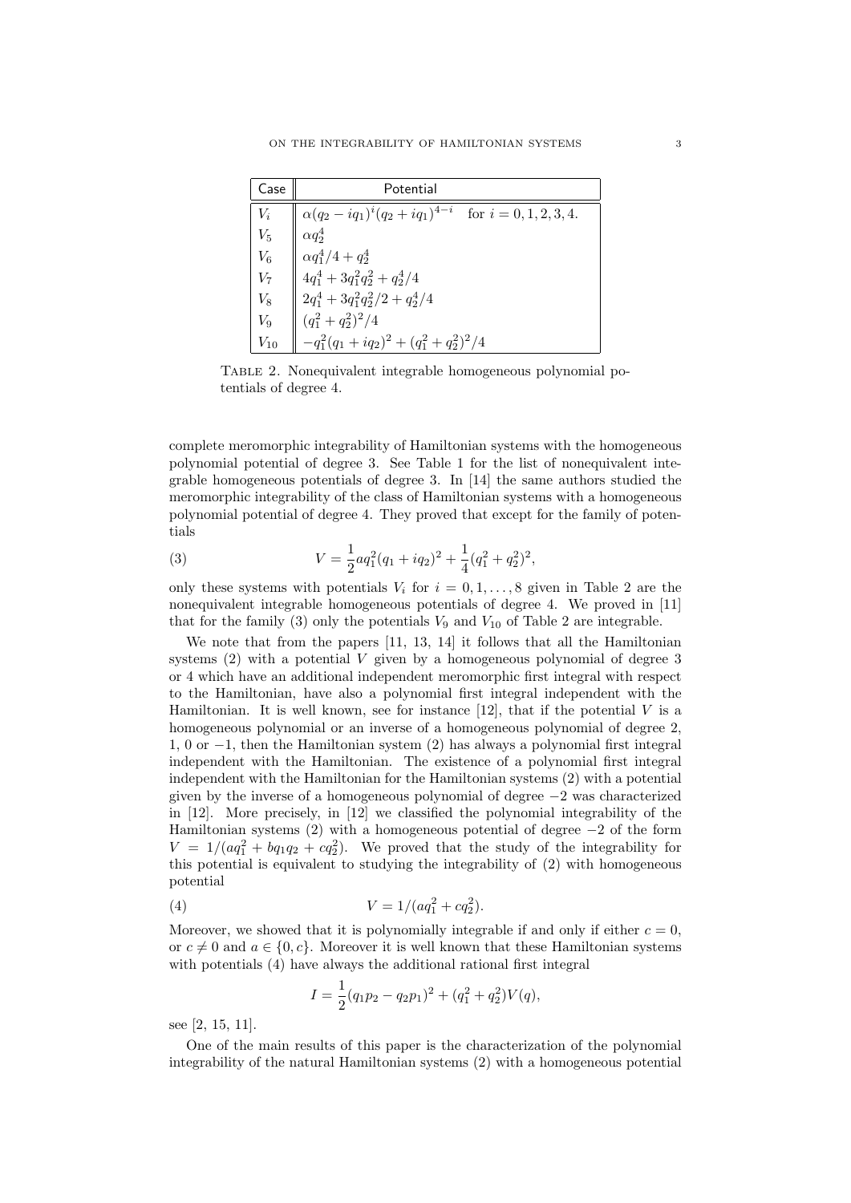| Case | Potential |
|---|---|
| $V_i$ | $\alpha(q_2 - iq_1)^i(q_2 + iq_1)^{4-i}$ for $i = 0, 1, 2, 3, 4.$ |
| $V_5$ | $\alpha q_2^4$ |
| $V_6$ | $\alpha q_1^4/4 + q_2^4$ |
| $V_7$ | $4q_1^4 + 3q_1^2 q_2^2 + q_2^4/4$ |
| $V_8$ | $2q_1^4 + 3q_1^2 q_2^2/2 + q_2^4/4$ |
| $V_9$ | $(q_1^2 + q_2^2)^2/4$ |
| $V_{10}$ | $-q_1^2(q_1 + iq_2)^2 + (q_1^2 + q_2^2)^2/4$ |

Table 2. Nonequivalent integrable homogeneous polynomial potentials of degree 4.

complete meromorphic integrability of Hamiltonian systems with the homogeneous polynomial potential of degree 3. See Table 1 for the list of nonequivalent integrable homogeneous potentials of degree 3. In [14] the same authors studied the meromorphic integrability of the class of Hamiltonian systems with a homogeneous polynomial potential of degree 4. They proved that except for the family of potentials

$$V = \frac{1}{2}aq_1^2(q_1 + iq_2)^2 + \frac{1}{4}(q_1^2 + q_2^2)^2, \tag{3}$$

only these systems with potentials $V_i$ for $i = 0, 1, \ldots, 8$ given in Table 2 are the nonequivalent integrable homogeneous potentials of degree 4. We proved in [11] that for the family (3) only the potentials $V_9$ and $V_{10}$ of Table 2 are integrable.

We note that from the papers [11, 13, 14] it follows that all the Hamiltonian systems (2) with a potential $V$ given by a homogeneous polynomial of degree 3 or 4 which have an additional independent meromorphic first integral with respect to the Hamiltonian, have also a polynomial first integral independent with the Hamiltonian. It is well known, see for instance [12], that if the potential $V$ is a homogeneous polynomial or an inverse of a homogeneous polynomial of degree 2, 1, 0 or $-1$, then the Hamiltonian system (2) has always a polynomial first integral independent with the Hamiltonian. The existence of a polynomial first integral independent with the Hamiltonian for the Hamiltonian systems (2) with a potential given by the inverse of a homogeneous polynomial of degree $-2$ was characterized in [12]. More precisely, in [12] we classified the polynomial integrability of the Hamiltonian systems (2) with a homogeneous potential of degree $-2$ of the form $V = 1/(aq_1^2 + bq_1q_2 + cq_2^2)$. We proved that the study of the integrability for this potential is equivalent to studying the integrability of (2) with homogeneous potential

$$V = 1/(aq_1^2 + cq_2^2). \tag{4}$$

Moreover, we showed that it is polynomially integrable if and only if either $c = 0$, or $c \neq 0$ and $a \in \{0, c\}$. Moreover it is well known that these Hamiltonian systems with potentials (4) have always the additional rational first integral

$$I = \frac{1}{2}(q_1p_2 - q_2p_1)^2 + (q_1^2 + q_2^2)V(q),$$

see [2, 15, 11].

One of the main results of this paper is the characterization of the polynomial integrability of the natural Hamiltonian systems (2) with a homogeneous potential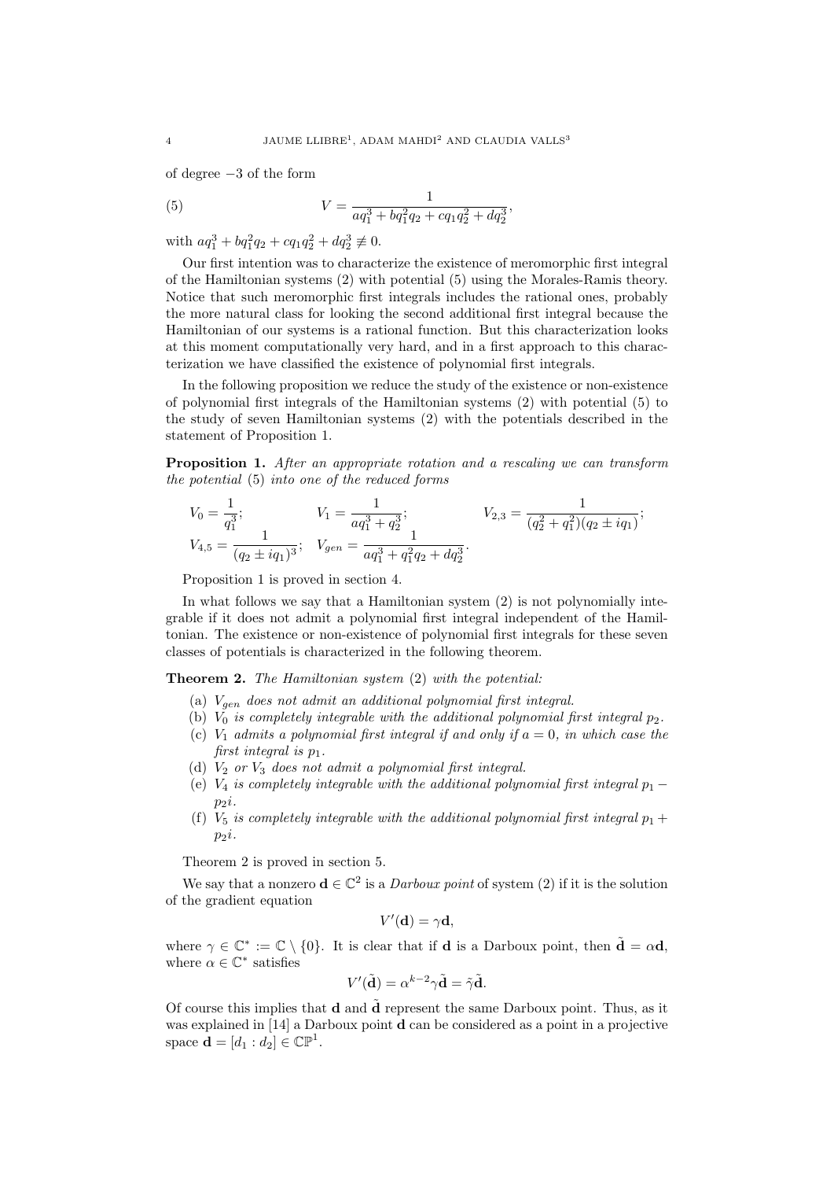of degree $-3$ of the form

$$V = \frac{1}{aq_1^3 + bq_1^2 q_2 + cq_1 q_2^2 + dq_2^3}, \tag{5}$$

with $aq_1^3 + bq_1^2 q_2 + cq_1 q_2^2 + dq_2^3 \not\equiv 0$.

Our first intention was to characterize the existence of meromorphic first integral of the Hamiltonian systems (2) with potential (5) using the Morales-Ramis theory. Notice that such meromorphic first integrals includes the rational ones, probably the more natural class for looking the second additional first integral because the Hamiltonian of our systems is a rational function. But this characterization looks at this moment computationally very hard, and in a first approach to this characterization we have classified the existence of polynomial first integrals.

In the following proposition we reduce the study of the existence or non-existence of polynomial first integrals of the Hamiltonian systems (2) with potential (5) to the study of seven Hamiltonian systems (2) with the potentials described in the statement of Proposition 1.

**Proposition 1.** *After an appropriate rotation and a rescaling we can transform the potential* (5) *into one of the reduced forms*

$$V_0 = \frac{1}{q_1^3}; \qquad V_1 = \frac{1}{aq_1^3 + q_2^3}; \qquad V_{2,3} = \frac{1}{(q_2^2 + q_1^2)(q_2 \pm iq_1)};$$
$$V_{4,5} = \frac{1}{(q_2 \pm iq_1)^3}; \quad V_{gen} = \frac{1}{aq_1^3 + q_1^2 q_2 + dq_2^3}.$$

Proposition 1 is proved in section 4.

In what follows we say that a Hamiltonian system (2) is not polynomially integrable if it does not admit a polynomial first integral independent of the Hamiltonian. The existence or non-existence of polynomial first integrals for these seven classes of potentials is characterized in the following theorem.

**Theorem 2.** *The Hamiltonian system* (2) *with the potential:*

(a) *$V_{gen}$ does not admit an additional polynomial first integral.*
(b) *$V_0$ is completely integrable with the additional polynomial first integral $p_2$.*
(c) *$V_1$ admits a polynomial first integral if and only if $a = 0$, in which case the first integral is $p_1$.*
(d) *$V_2$ or $V_3$ does not admit a polynomial first integral.*
(e) *$V_4$ is completely integrable with the additional polynomial first integral $p_1 - p_2 i$.*
(f) *$V_5$ is completely integrable with the additional polynomial first integral $p_1 + p_2 i$.*

Theorem 2 is proved in section 5.

We say that a nonzero $\mathbf{d} \in \mathbb{C}^2$ is a *Darboux point* of system (2) if it is the solution of the gradient equation

$$V'(\mathbf{d}) = \gamma \mathbf{d},$$

where $\gamma \in \mathbb{C}^* := \mathbb{C} \setminus \{0\}$. It is clear that if $\mathbf{d}$ is a Darboux point, then $\tilde{\mathbf{d}} = \alpha \mathbf{d}$, where $\alpha \in \mathbb{C}^*$ satisfies

$$V'(\tilde{\mathbf{d}}) = \alpha^{k-2} \gamma \tilde{\mathbf{d}} = \tilde{\gamma} \tilde{\mathbf{d}}.$$

Of course this implies that $\mathbf{d}$ and $\tilde{\mathbf{d}}$ represent the same Darboux point. Thus, as it was explained in [14] a Darboux point $\mathbf{d}$ can be considered as a point in a projective space $\mathbf{d} = [d_1 : d_2] \in \mathbb{CP}^1$.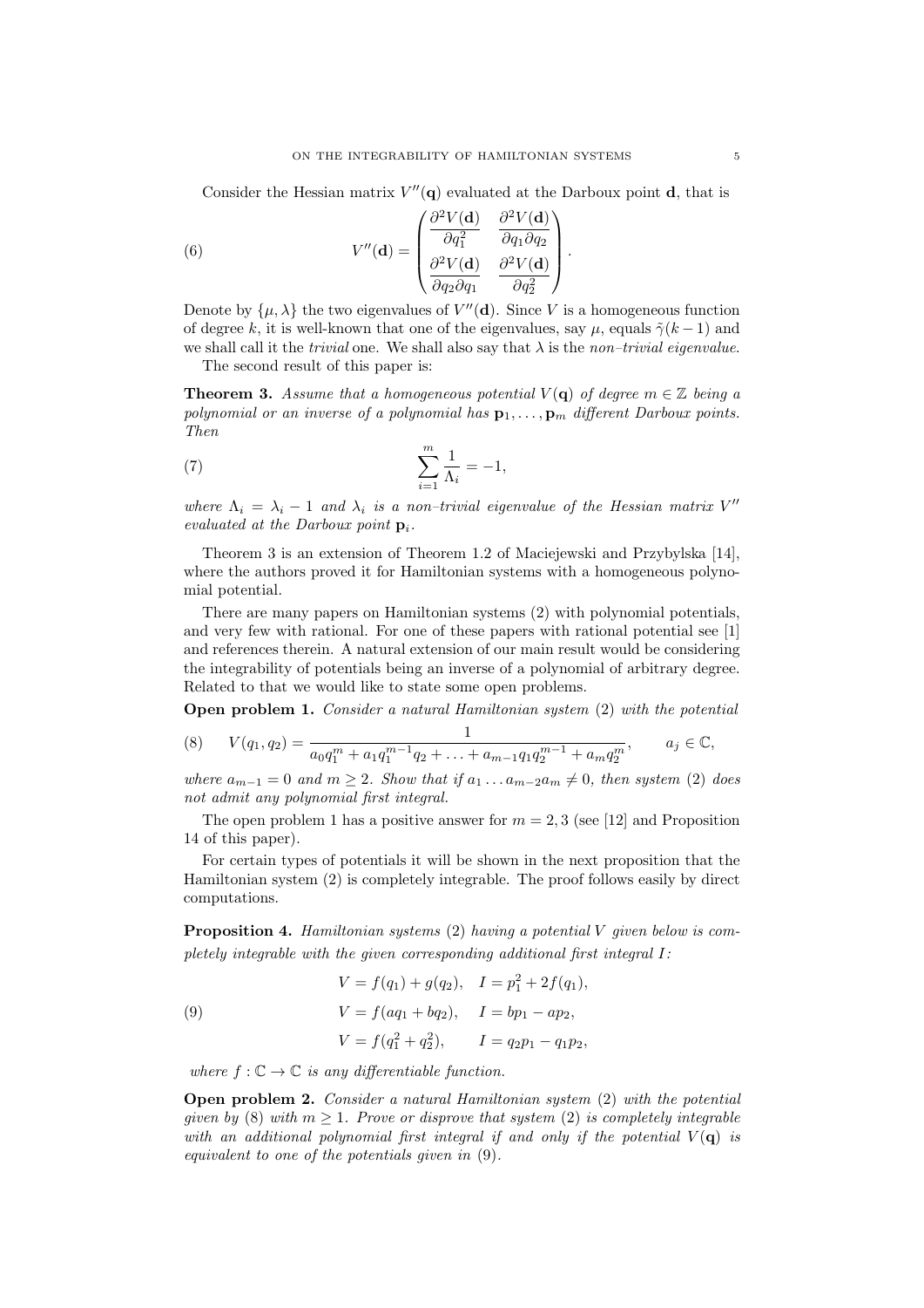Consider the Hessian matrix $V''(\mathbf{q})$ evaluated at the Darboux point $\mathbf{d}$, that is

$$
V''(\mathbf{d}) = \begin{pmatrix} \dfrac{\partial^2 V(\mathbf{d})}{\partial q_1^2} & \dfrac{\partial^2 V(\mathbf{d})}{\partial q_1 \partial q_2} \\ \dfrac{\partial^2 V(\mathbf{d})}{\partial q_2 \partial q_1} & \dfrac{\partial^2 V(\mathbf{d})}{\partial q_2^2} \end{pmatrix}. \tag{6}
$$

Denote by $\{\mu, \lambda\}$ the two eigenvalues of $V''(\mathbf{d})$. Since $V$ is a homogeneous function of degree $k$, it is well-known that one of the eigenvalues, say $\mu$, equals $\tilde{\gamma}(k-1)$ and we shall call it the *trivial* one. We shall also say that $\lambda$ is the *non–trivial eigenvalue*.

The second result of this paper is:

**Theorem 3.** *Assume that a homogeneous potential $V(\mathbf{q})$ of degree $m \in \mathbb{Z}$ being a polynomial or an inverse of a polynomial has $\mathbf{p}_1, \ldots, \mathbf{p}_m$ different Darboux points. Then*

$$
\sum_{i=1}^{m} \frac{1}{\Lambda_i} = -1, \tag{7}
$$

*where $\Lambda_i = \lambda_i - 1$ and $\lambda_i$ is a non–trivial eigenvalue of the Hessian matrix $V''$ evaluated at the Darboux point $\mathbf{p}_i$.*

Theorem 3 is an extension of Theorem 1.2 of Maciejewski and Przybylska [14], where the authors proved it for Hamiltonian systems with a homogeneous polynomial potential.

There are many papers on Hamiltonian systems (2) with polynomial potentials, and very few with rational. For one of these papers with rational potential see [1] and references therein. A natural extension of our main result would be considering the integrability of potentials being an inverse of a polynomial of arbitrary degree. Related to that we would like to state some open problems.

**Open problem 1.** *Consider a natural Hamiltonian system* (2) *with the potential*

$$
V(q_1, q_2) = \frac{1}{a_0 q_1^m + a_1 q_1^{m-1} q_2 + \ldots + a_{m-1} q_1 q_2^{m-1} + a_m q_2^m}, \qquad a_j \in \mathbb{C}, \tag{8}
$$

*where $a_{m-1} = 0$ and $m \geq 2$. Show that if $a_1 \ldots a_{m-2} a_m \neq 0$, then system* (2) *does not admit any polynomial first integral.*

The open problem 1 has a positive answer for $m = 2, 3$ (see [12] and Proposition 14 of this paper).

For certain types of potentials it will be shown in the next proposition that the Hamiltonian system (2) is completely integrable. The proof follows easily by direct computations.

**Proposition 4.** *Hamiltonian systems* (2) *having a potential $V$ given below is completely integrable with the given corresponding additional first integral $I$:*

$$
\begin{aligned}
V &= f(q_1) + g(q_2), \quad I = p_1^2 + 2f(q_1), \\
V &= f(a q_1 + b q_2), \quad\; I = b p_1 - a p_2, \\
V &= f(q_1^2 + q_2^2), \qquad I = q_2 p_1 - q_1 p_2,
\end{aligned} \tag{9}
$$

*where $f : \mathbb{C} \to \mathbb{C}$ is any differentiable function.*

**Open problem 2.** *Consider a natural Hamiltonian system* (2) *with the potential given by* (8) *with $m \geq 1$. Prove or disprove that system* (2) *is completely integrable with an additional polynomial first integral if and only if the potential $V(\mathbf{q})$ is equivalent to one of the potentials given in* (9).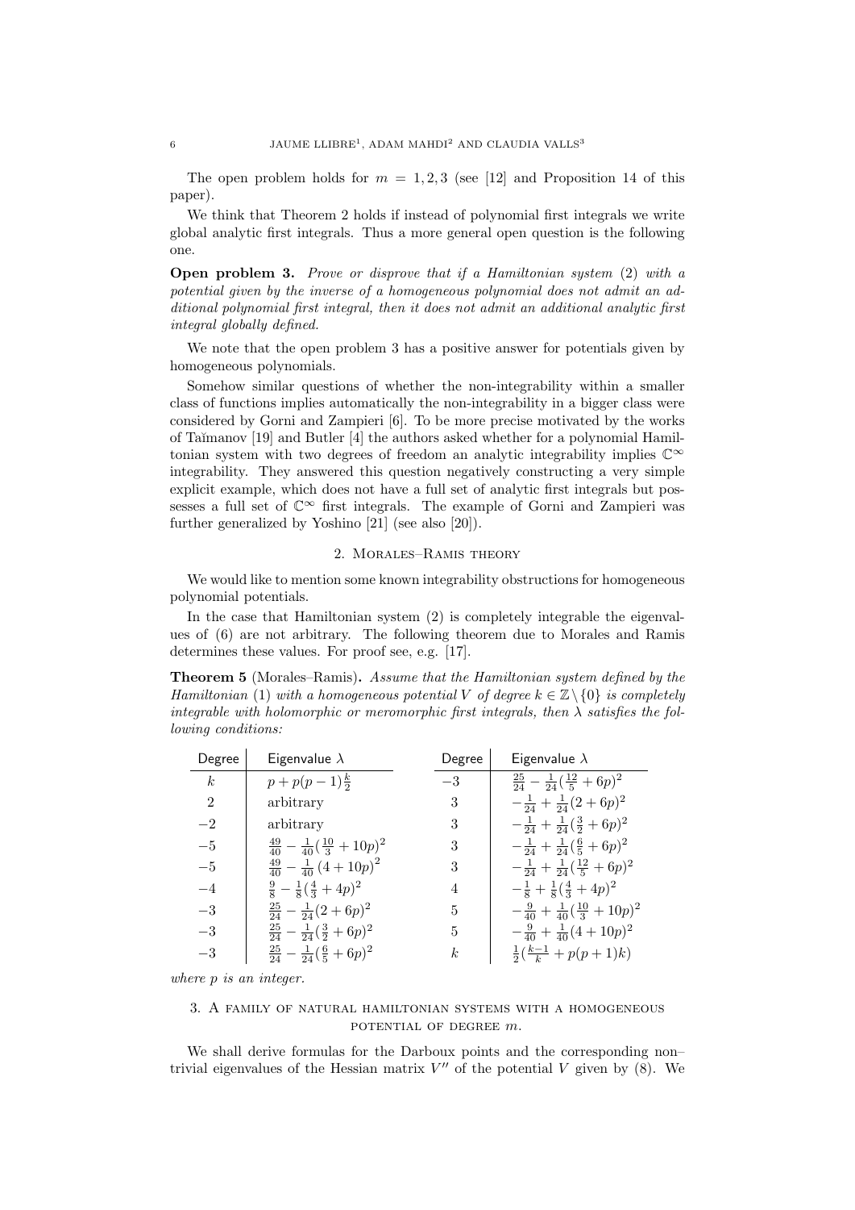The open problem holds for $m = 1, 2, 3$ (see [12] and Proposition 14 of this paper).

We think that Theorem 2 holds if instead of polynomial first integrals we write global analytic first integrals. Thus a more general open question is the following one.

**Open problem 3.** *Prove or disprove that if a Hamiltonian system* (2) *with a potential given by the inverse of a homogeneous polynomial does not admit an additional polynomial first integral, then it does not admit an additional analytic first integral globally defined.*

We note that the open problem 3 has a positive answer for potentials given by homogeneous polynomials.

Somehow similar questions of whether the non-integrability within a smaller class of functions implies automatically the non-integrability in a bigger class were considered by Gorni and Zampieri [6]. To be more precise motivated by the works of Taĭmanov [19] and Butler [4] the authors asked whether for a polynomial Hamiltonian system with two degrees of freedom an analytic integrability implies $\mathbb{C}^{\infty}$ integrability. They answered this question negatively constructing a very simple explicit example, which does not have a full set of analytic first integrals but possesses a full set of $\mathbb{C}^{\infty}$ first integrals. The example of Gorni and Zampieri was further generalized by Yoshino [21] (see also [20]).

## 2. Morales–Ramis theory

We would like to mention some known integrability obstructions for homogeneous polynomial potentials.

In the case that Hamiltonian system (2) is completely integrable the eigenvalues of (6) are not arbitrary. The following theorem due to Morales and Ramis determines these values. For proof see, e.g. [17].

**Theorem 5** (Morales–Ramis)**.** *Assume that the Hamiltonian system defined by the Hamiltonian* (1) *with a homogeneous potential $V$ of degree $k \in \mathbb{Z} \setminus \{0\}$ is completely integrable with holomorphic or meromorphic first integrals, then $\lambda$ satisfies the following conditions:*

| Degree | Eigenvalue $\lambda$ | Degree | Eigenvalue $\lambda$ |
|---|---|---|---|
| $k$ | $p + p(p-1)\frac{k}{2}$ | $-3$ | $\frac{25}{24} - \frac{1}{24}(\frac{12}{5} + 6p)^2$ |
| $2$ | arbitrary | $3$ | $-\frac{1}{24} + \frac{1}{24}(2 + 6p)^2$ |
| $-2$ | arbitrary | $3$ | $-\frac{1}{24} + \frac{1}{24}(\frac{3}{2} + 6p)^2$ |
| $-5$ | $\frac{49}{40} - \frac{1}{40}(\frac{10}{3} + 10p)^2$ | $3$ | $-\frac{1}{24} + \frac{1}{24}(\frac{6}{5} + 6p)^2$ |
| $-5$ | $\frac{49}{40} - \frac{1}{40}(4 + 10p)^2$ | $3$ | $-\frac{1}{24} + \frac{1}{24}(\frac{12}{5} + 6p)^2$ |
| $-4$ | $\frac{9}{8} - \frac{1}{8}(\frac{4}{3} + 4p)^2$ | $4$ | $-\frac{1}{8} + \frac{1}{8}(\frac{4}{3} + 4p)^2$ |
| $-3$ | $\frac{25}{24} - \frac{1}{24}(2 + 6p)^2$ | $5$ | $-\frac{9}{40} + \frac{1}{40}(\frac{10}{3} + 10p)^2$ |
| $-3$ | $\frac{25}{24} - \frac{1}{24}(\frac{3}{2} + 6p)^2$ | $5$ | $-\frac{9}{40} + \frac{1}{40}(4 + 10p)^2$ |
| $-3$ | $\frac{25}{24} - \frac{1}{24}(\frac{6}{5} + 6p)^2$ | $k$ | $\frac{1}{2}(\frac{k-1}{k} + p(p+1)k)$ |

*where $p$ is an integer.*

## 3. A family of natural hamiltonian systems with a homogeneous potential of degree $m$.

We shall derive formulas for the Darboux points and the corresponding non–trivial eigenvalues of the Hessian matrix $V''$ of the potential $V$ given by (8). We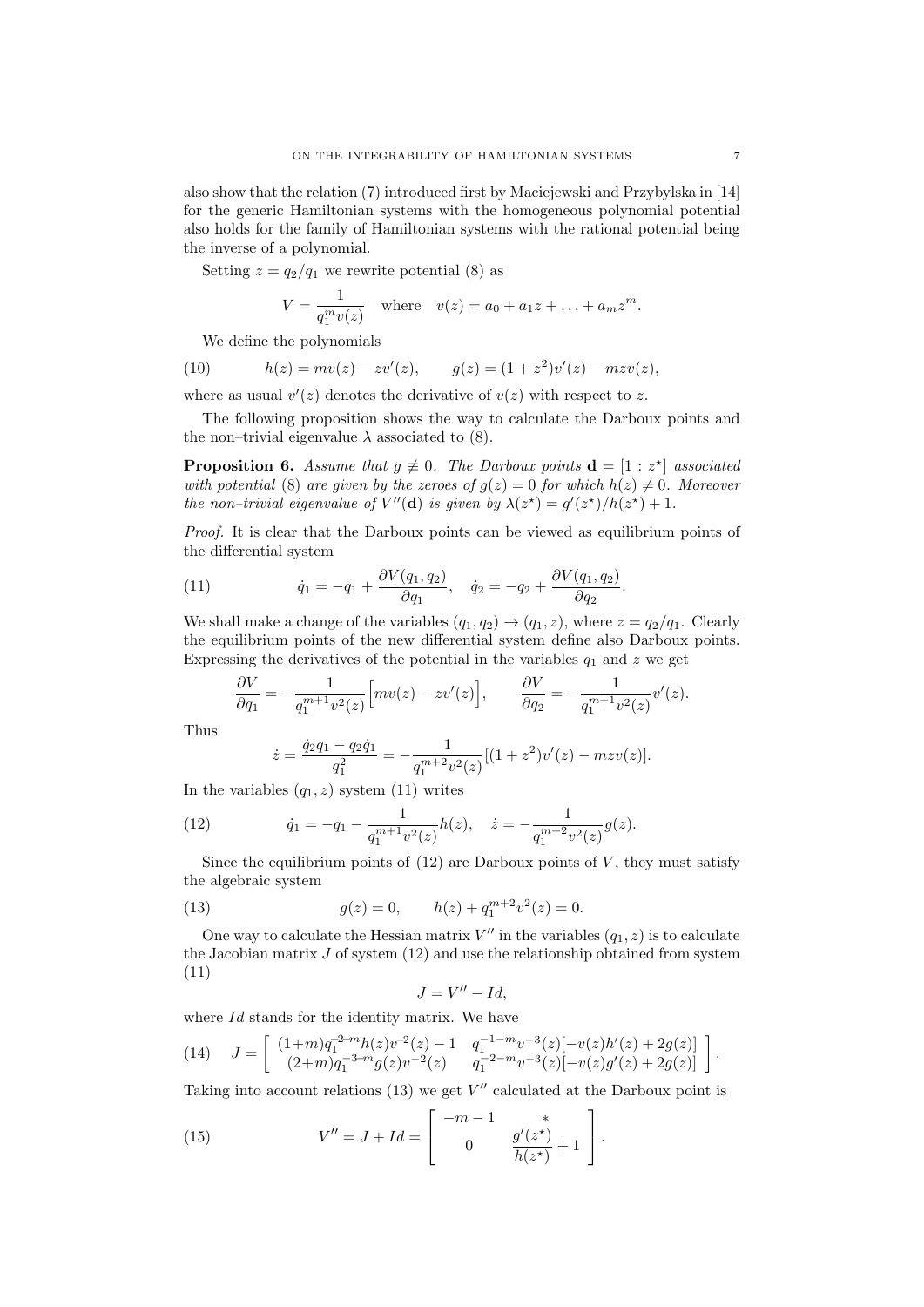also show that the relation (7) introduced first by Maciejewski and Przybylska in [14] for the generic Hamiltonian systems with the homogeneous polynomial potential also holds for the family of Hamiltonian systems with the rational potential being the inverse of a polynomial.

Setting $z = q_2/q_1$ we rewrite potential (8) as

$$V = \frac{1}{q_1^m v(z)} \quad \text{where} \quad v(z) = a_0 + a_1 z + \ldots + a_m z^m.$$

We define the polynomials

$$h(z) = mv(z) - zv'(z), \qquad g(z) = (1+z^2)v'(z) - mzv(z), \tag{10}$$

where as usual $v'(z)$ denotes the derivative of $v(z)$ with respect to $z$.

The following proposition shows the way to calculate the Darboux points and the non–trivial eigenvalue $\lambda$ associated to (8).

**Proposition 6.** *Assume that $g \not\equiv 0$. The Darboux points $\mathbf{d} = [1 : z^\star]$ associated with potential* (8) *are given by the zeroes of $g(z) = 0$ for which $h(z) \neq 0$. Moreover the non–trivial eigenvalue of $V''(\mathbf{d})$ is given by $\lambda(z^\star) = g'(z^\star)/h(z^\star) + 1$.*

*Proof.* It is clear that the Darboux points can be viewed as equilibrium points of the differential system

$$\dot{q}_1 = -q_1 + \frac{\partial V(q_1, q_2)}{\partial q_1}, \quad \dot{q}_2 = -q_2 + \frac{\partial V(q_1, q_2)}{\partial q_2}. \tag{11}$$

We shall make a change of the variables $(q_1, q_2) \to (q_1, z)$, where $z = q_2/q_1$. Clearly the equilibrium points of the new differential system define also Darboux points. Expressing the derivatives of the potential in the variables $q_1$ and $z$ we get

$$\frac{\partial V}{\partial q_1} = -\frac{1}{q_1^{m+1} v^2(z)} \Big[ mv(z) - zv'(z) \Big], \qquad \frac{\partial V}{\partial q_2} = -\frac{1}{q_1^{m+1} v^2(z)} v'(z).$$

Thus

$$\dot{z} = \frac{\dot{q}_2 q_1 - q_2 \dot{q}_1}{q_1^2} = -\frac{1}{q_1^{m+2} v^2(z)} [(1+z^2)v'(z) - mzv(z)].$$

In the variables $(q_1, z)$ system (11) writes

$$\dot{q}_1 = -q_1 - \frac{1}{q_1^{m+1} v^2(z)} h(z), \quad \dot{z} = -\frac{1}{q_1^{m+2} v^2(z)} g(z). \tag{12}$$

Since the equilibrium points of (12) are Darboux points of $V$, they must satisfy the algebraic system

$$g(z) = 0, \qquad h(z) + q_1^{m+2} v^2(z) = 0. \tag{13}$$

One way to calculate the Hessian matrix $V''$ in the variables $(q_1, z)$ is to calculate the Jacobian matrix $J$ of system (12) and use the relationship obtained from system (11)

$$J = V'' - Id,$$

where $Id$ stands for the identity matrix. We have

$$J = \begin{bmatrix} (1+m) q_1^{-2-m} h(z) v^{-2}(z) - 1 & q_1^{-1-m} v^{-3}(z)[-v(z)h'(z) + 2g(z)] \\ (2+m) q_1^{-3-m} g(z) v^{-2}(z) & q_1^{-2-m} v^{-3}(z)[-v(z)g'(z) + 2g(z)] \end{bmatrix}. \tag{14}$$

Taking into account relations (13) we get $V''$ calculated at the Darboux point is

$$V'' = J + Id = \begin{bmatrix} -m-1 & * \\ 0 & \dfrac{g'(z^\star)}{h(z^\star)} + 1 \end{bmatrix}. \tag{15}$$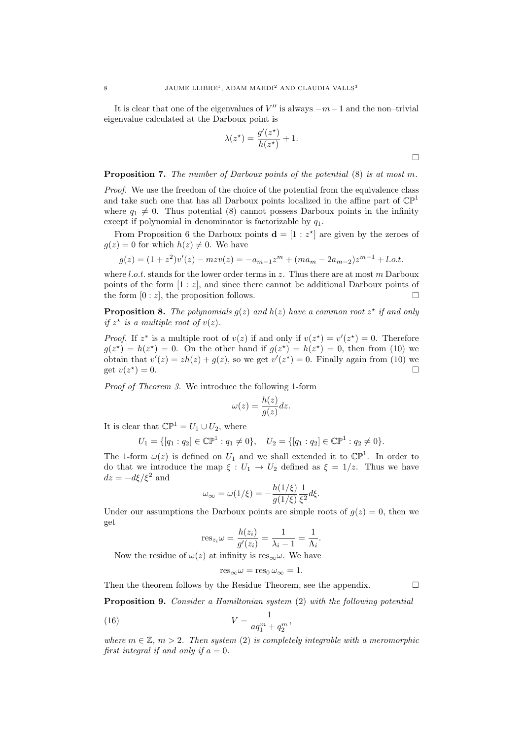It is clear that one of the eigenvalues of $V''$ is always $-m-1$ and the non–trivial eigenvalue calculated at the Darboux point is

$$\lambda(z^\star) = \frac{g'(z^\star)}{h(z^\star)} + 1.$$

□

**Proposition 7.** *The number of Darboux points of the potential* (8) *is at most* $m$.

*Proof.* We use the freedom of the choice of the potential from the equivalence class and take such one that has all Darboux points localized in the affine part of $\mathbb{CP}^1$ where $q_1 \neq 0$. Thus potential (8) cannot possess Darboux points in the infinity except if polynomial in denominator is factorizable by $q_1$.

From Proposition 6 the Darboux points $\mathbf{d} = [1 : z^\star]$ are given by the zeroes of $g(z) = 0$ for which $h(z) \neq 0$. We have

$$g(z) = (1+z^2)v'(z) - mzv(z) = -a_{m-1}z^m + (ma_m - 2a_{m-2})z^{m-1} + l.o.t.$$

where $l.o.t.$ stands for the lower order terms in $z$. Thus there are at most $m$ Darboux points of the form $[1 : z]$, and since there cannot be additional Darboux points of the form $[0 : z]$, the proposition follows. □

**Proposition 8.** *The polynomials* $g(z)$ *and* $h(z)$ *have a common root* $z^\star$ *if and only if* $z^\star$ *is a multiple root of* $v(z)$.

*Proof.* If $z^*$ is a multiple root of $v(z)$ if and only if $v(z^\star) = v'(z^\star) = 0$. Therefore $g(z^\star) = h(z^\star) = 0$. On the other hand if $g(z^\star) = h(z^\star) = 0$, then from (10) we obtain that $v'(z) = zh(z) + g(z)$, so we get $v'(z^\star) = 0$. Finally again from (10) we get $v(z^\star) = 0$. □

*Proof of Theorem 3.* We introduce the following 1-form

$$\omega(z) = \frac{h(z)}{g(z)}dz.$$

It is clear that $\mathbb{CP}^1 = U_1 \cup U_2$, where

$$U_1 = \{[q_1 : q_2] \in \mathbb{CP}^1 : q_1 \neq 0\}, \quad U_2 = \{[q_1 : q_2] \in \mathbb{CP}^1 : q_2 \neq 0\}.$$

The 1-form $\omega(z)$ is defined on $U_1$ and we shall extended it to $\mathbb{CP}^1$. In order to do that we introduce the map $\xi : U_1 \to U_2$ defined as $\xi = 1/z$. Thus we have $dz = -d\xi/\xi^2$ and

$$\omega_\infty = \omega(1/\xi) = -\frac{h(1/\xi)}{g(1/\xi)}\frac{1}{\xi^2}d\xi.$$

Under our assumptions the Darboux points are simple roots of $g(z) = 0$, then we get

$$\operatorname{res}_{z_i}\omega = \frac{h(z_i)}{g'(z_i)} = \frac{1}{\lambda_i - 1} = \frac{1}{\Lambda_i}.$$

Now the residue of $\omega(z)$ at infinity is $\operatorname{res}_\infty \omega$. We have

$$\operatorname{res}_\infty \omega = \operatorname{res}_0 \omega_\infty = 1.$$

Then the theorem follows by the Residue Theorem, see the appendix. □

**Proposition 9.** *Consider a Hamiltonian system* (2) *with the following potential*

$$V = \frac{1}{aq_1^m + q_2^m}, \tag{16}$$

*where* $m \in \mathbb{Z}$, $m > 2$. *Then system* (2) *is completely integrable with a meromorphic first integral if and only if* $a = 0$.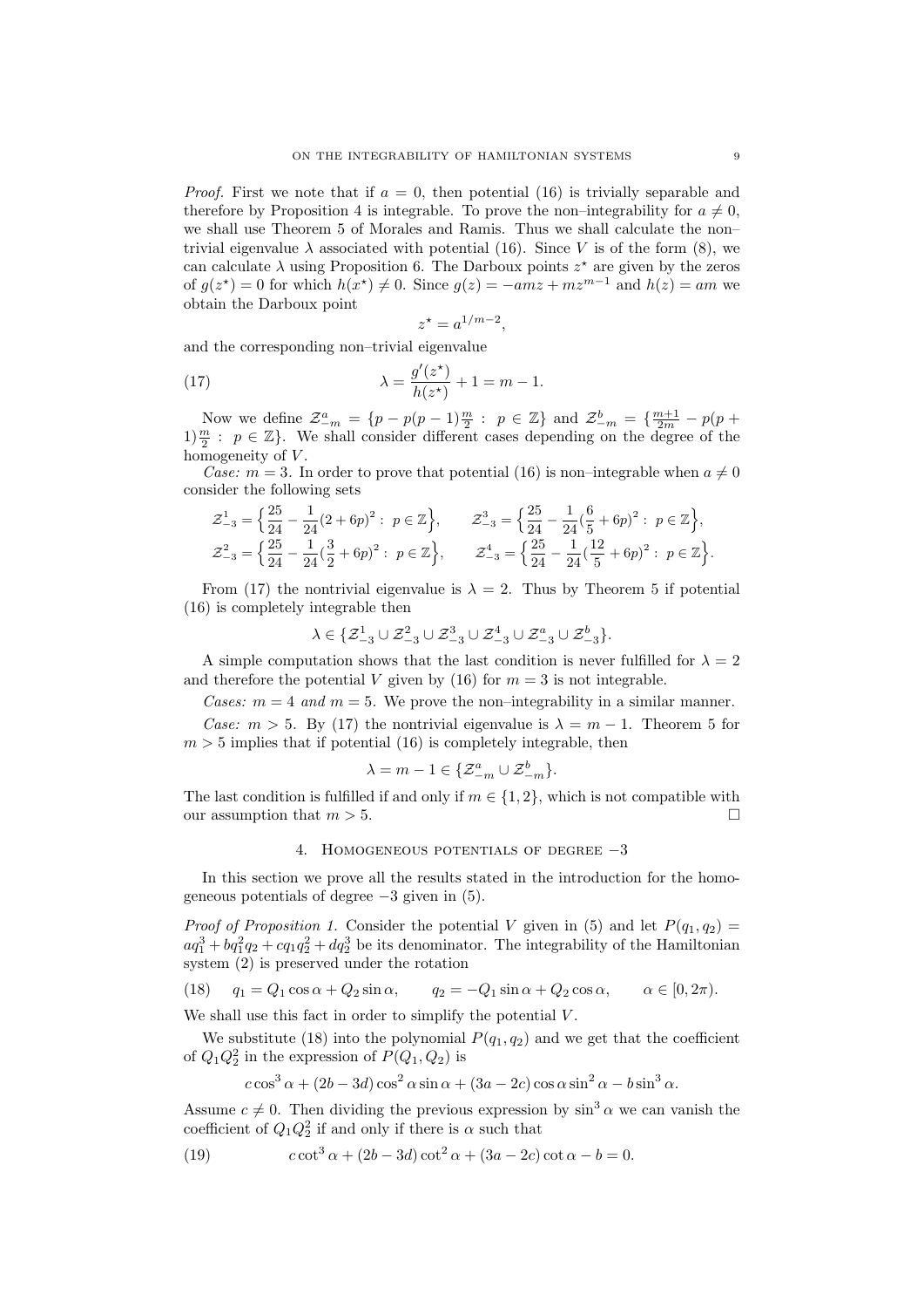*Proof.* First we note that if $a = 0$, then potential (16) is trivially separable and therefore by Proposition 4 is integrable. To prove the non–integrability for $a \neq 0$, we shall use Theorem 5 of Morales and Ramis. Thus we shall calculate the non–trivial eigenvalue $\lambda$ associated with potential (16). Since $V$ is of the form (8), we can calculate $\lambda$ using Proposition 6. The Darboux points $z^\star$ are given by the zeros of $g(z^\star) = 0$ for which $h(x^\star) \neq 0$. Since $g(z) = -amz + mz^{m-1}$ and $h(z) = am$ we obtain the Darboux point

$$z^\star = a^{1/m-2},$$

and the corresponding non–trivial eigenvalue

$$\lambda = \frac{g'(z^\star)}{h(z^\star)} + 1 = m - 1. \tag{17}$$

Now we define $\mathcal{Z}^a_{-m} = \{p - p(p-1)\frac{m}{2} : \ p \in \mathbb{Z}\}$ and $\mathcal{Z}^b_{-m} = \{\frac{m+1}{2m} - p(p+1)\frac{m}{2} : \ p \in \mathbb{Z}\}$. We shall consider different cases depending on the degree of the homogeneity of $V$.

*Case:* $m = 3$. In order to prove that potential (16) is non–integrable when $a \neq 0$ consider the following sets

$$\mathcal{Z}^1_{-3} = \Big\{\frac{25}{24} - \frac{1}{24}(2+6p)^2 : \ p \in \mathbb{Z}\Big\}, \qquad \mathcal{Z}^3_{-3} = \Big\{\frac{25}{24} - \frac{1}{24}(\frac{6}{5}+6p)^2 : \ p \in \mathbb{Z}\Big\},$$
$$\mathcal{Z}^2_{-3} = \Big\{\frac{25}{24} - \frac{1}{24}(\frac{3}{2}+6p)^2 : \ p \in \mathbb{Z}\Big\}, \qquad \mathcal{Z}^4_{-3} = \Big\{\frac{25}{24} - \frac{1}{24}(\frac{12}{5}+6p)^2 : \ p \in \mathbb{Z}\Big\}.$$

From (17) the nontrivial eigenvalue is $\lambda = 2$. Thus by Theorem 5 if potential (16) is completely integrable then

$$\lambda \in \{\mathcal{Z}^1_{-3} \cup \mathcal{Z}^2_{-3} \cup \mathcal{Z}^3_{-3} \cup \mathcal{Z}^4_{-3} \cup \mathcal{Z}^a_{-3} \cup \mathcal{Z}^b_{-3}\}.$$

A simple computation shows that the last condition is never fulfilled for $\lambda = 2$ and therefore the potential $V$ given by (16) for $m = 3$ is not integrable.

*Cases:* $m = 4$ *and* $m = 5$. We prove the non–integrability in a similar manner.

*Case:* $m > 5$. By (17) the nontrivial eigenvalue is $\lambda = m - 1$. Theorem 5 for $m > 5$ implies that if potential (16) is completely integrable, then

$$\lambda = m - 1 \in \{\mathcal{Z}^a_{-m} \cup \mathcal{Z}^b_{-m}\}.$$

The last condition is fulfilled if and only if $m \in \{1, 2\}$, which is not compatible with our assumption that $m > 5$. $\square$

## 4. Homogeneous potentials of degree −3

In this section we prove all the results stated in the introduction for the homogeneous potentials of degree $-3$ given in (5).

*Proof of Proposition 1.* Consider the potential $V$ given in (5) and let $P(q_1, q_2) = aq_1^3 + bq_1^2q_2 + cq_1q_2^2 + dq_2^3$ be its denominator. The integrability of the Hamiltonian system (2) is preserved under the rotation

$$q_1 = Q_1 \cos\alpha + Q_2 \sin\alpha, \qquad q_2 = -Q_1 \sin\alpha + Q_2 \cos\alpha, \qquad \alpha \in [0, 2\pi). \tag{18}$$

We shall use this fact in order to simplify the potential $V$.

We substitute (18) into the polynomial $P(q_1, q_2)$ and we get that the coefficient of $Q_1Q_2^2$ in the expression of $P(Q_1, Q_2)$ is

$$c\cos^3\alpha + (2b - 3d)\cos^2\alpha \sin\alpha + (3a - 2c)\cos\alpha \sin^2\alpha - b\sin^3\alpha.$$

Assume $c \neq 0$. Then dividing the previous expression by $\sin^3\alpha$ we can vanish the coefficient of $Q_1Q_2^2$ if and only if there is $\alpha$ such that

$$c\cot^3\alpha + (2b - 3d)\cot^2\alpha + (3a - 2c)\cot\alpha - b = 0. \tag{19}$$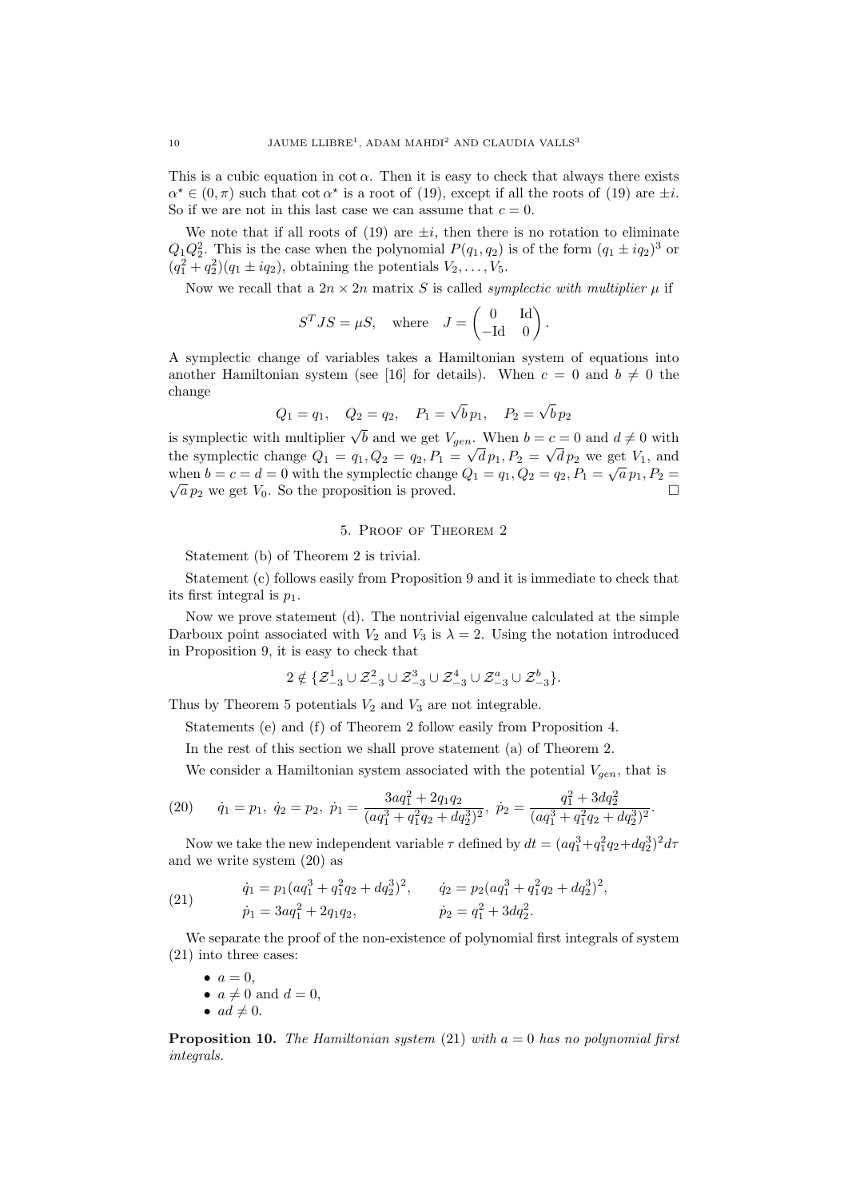This is a cubic equation in $\cot\alpha$. Then it is easy to check that always there exists $\alpha^\star \in (0,\pi)$ such that $\cot\alpha^\star$ is a root of (19), except if all the roots of (19) are $\pm i$. So if we are not in this last case we can assume that $c = 0$.

We note that if all roots of (19) are $\pm i$, then there is no rotation to eliminate $Q_1 Q_2^2$. This is the case when the polynomial $P(q_1, q_2)$ is of the form $(q_1 \pm i q_2)^3$ or $(q_1^2 + q_2^2)(q_1 \pm i q_2)$, obtaining the potentials $V_2, \ldots, V_5$.

Now we recall that a $2n \times 2n$ matrix $S$ is called *symplectic with multiplier* $\mu$ if

$$S^T J S = \mu S, \quad \text{where} \quad J = \begin{pmatrix} 0 & \text{Id} \\ -\text{Id} & 0 \end{pmatrix}.$$

A symplectic change of variables takes a Hamiltonian system of equations into another Hamiltonian system (see [16] for details). When $c = 0$ and $b \neq 0$ the change

$$Q_1 = q_1, \quad Q_2 = q_2, \quad P_1 = \sqrt{b}\, p_1, \quad P_2 = \sqrt{b}\, p_2$$

is symplectic with multiplier $\sqrt{b}$ and we get $V_{gen}$. When $b = c = 0$ and $d \neq 0$ with the symplectic change $Q_1 = q_1, Q_2 = q_2, P_1 = \sqrt{d}\, p_1, P_2 = \sqrt{d}\, p_2$ we get $V_1$, and when $b = c = d = 0$ with the symplectic change $Q_1 = q_1, Q_2 = q_2, P_1 = \sqrt{a}\, p_1, P_2 = \sqrt{a}\, p_2$ we get $V_0$. So the proposition is proved. $\square$

## 5. Proof of Theorem 2

Statement (b) of Theorem 2 is trivial.

Statement (c) follows easily from Proposition 9 and it is immediate to check that its first integral is $p_1$.

Now we prove statement (d). The nontrivial eigenvalue calculated at the simple Darboux point associated with $V_2$ and $V_3$ is $\lambda = 2$. Using the notation introduced in Proposition 9, it is easy to check that

$$2 \notin \{\mathcal{Z}_{-3}^1 \cup \mathcal{Z}_{-3}^2 \cup \mathcal{Z}_{-3}^3 \cup \mathcal{Z}_{-3}^4 \cup \mathcal{Z}_{-3}^a \cup \mathcal{Z}_{-3}^b\}.$$

Thus by Theorem 5 potentials $V_2$ and $V_3$ are not integrable.

Statements (e) and (f) of Theorem 2 follow easily from Proposition 4.

In the rest of this section we shall prove statement (a) of Theorem 2.

We consider a Hamiltonian system associated with the potential $V_{gen}$, that is

$$\dot{q}_1 = p_1,\ \dot{q}_2 = p_2,\ \dot{p}_1 = \frac{3aq_1^2 + 2q_1q_2}{(aq_1^3 + q_1^2 q_2 + dq_2^3)^2},\ \dot{p}_2 = \frac{q_1^2 + 3dq_2^2}{(aq_1^3 + q_1^2 q_2 + dq_2^3)^2}. \tag{20}$$

Now we take the new independent variable $\tau$ defined by $dt = (aq_1^3 + q_1^2 q_2 + dq_2^3)^2 d\tau$ and we write system (20) as

$$\begin{aligned} \dot{q}_1 &= p_1(aq_1^3 + q_1^2 q_2 + dq_2^3)^2, \qquad & \dot{q}_2 &= p_2(aq_1^3 + q_1^2 q_2 + dq_2^3)^2, \\ \dot{p}_1 &= 3aq_1^2 + 2q_1q_2, & \dot{p}_2 &= q_1^2 + 3dq_2^2. \end{aligned} \tag{21}$$

We separate the proof of the non-existence of polynomial first integrals of system (21) into three cases:

- $a = 0$,
- $a \neq 0$ and $d = 0$,
- $ad \neq 0$.

**Proposition 10.** *The Hamiltonian system* (21) *with* $a = 0$ *has no polynomial first integrals.*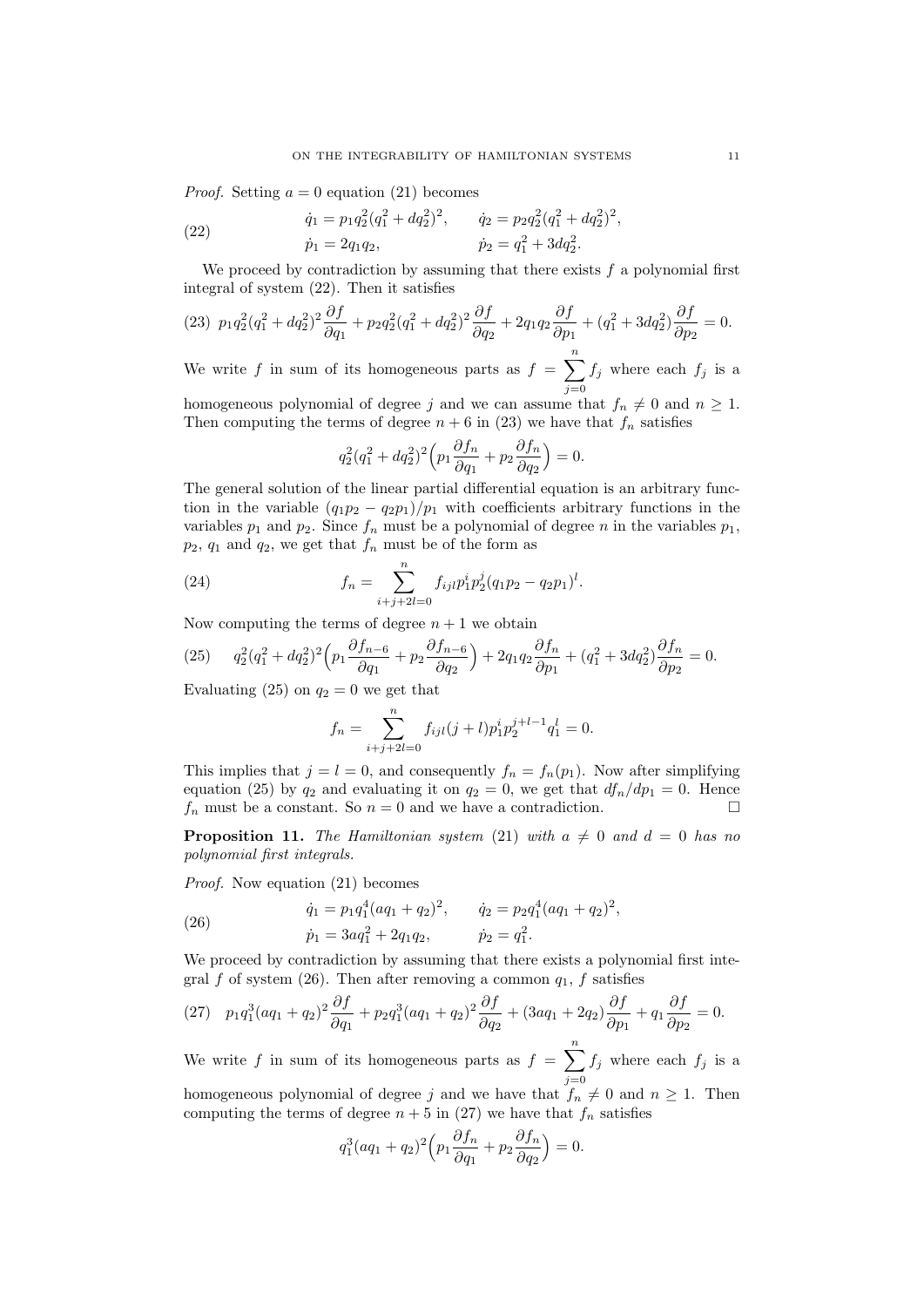*Proof.* Setting $a = 0$ equation (21) becomes

$$
\begin{aligned}
\dot{q}_1 &= p_1 q_2^2 (q_1^2 + d q_2^2)^2, & \dot{q}_2 &= p_2 q_2^2 (q_1^2 + d q_2^2)^2, \\
\dot{p}_1 &= 2 q_1 q_2, & \dot{p}_2 &= q_1^2 + 3 d q_2^2.
\end{aligned} \tag{22}
$$

We proceed by contradiction by assuming that there exists $f$ a polynomial first integral of system (22). Then it satisfies

$$
p_1 q_2^2 (q_1^2 + d q_2^2)^2 \frac{\partial f}{\partial q_1} + p_2 q_2^2 (q_1^2 + d q_2^2)^2 \frac{\partial f}{\partial q_2} + 2 q_1 q_2 \frac{\partial f}{\partial p_1} + (q_1^2 + 3 d q_2^2) \frac{\partial f}{\partial p_2} = 0. \tag{23}
$$

We write $f$ in sum of its homogeneous parts as $f = \sum_{j=0}^{n} f_j$ where each $f_j$ is a homogeneous polynomial of degree $j$ and we can assume that $f_n \neq 0$ and $n \geq 1$. Then computing the terms of degree $n + 6$ in (23) we have that $f_n$ satisfies

$$
q_2^2 (q_1^2 + d q_2^2)^2 \Big( p_1 \frac{\partial f_n}{\partial q_1} + p_2 \frac{\partial f_n}{\partial q_2} \Big) = 0.
$$

The general solution of the linear partial differential equation is an arbitrary function in the variable $(q_1 p_2 - q_2 p_1)/p_1$ with coefficients arbitrary functions in the variables $p_1$ and $p_2$. Since $f_n$ must be a polynomial of degree $n$ in the variables $p_1$, $p_2$, $q_1$ and $q_2$, we get that $f_n$ must be of the form as

$$
f_n = \sum_{i+j+2l=0}^{n} f_{ijl} p_1^i p_2^j (q_1 p_2 - q_2 p_1)^l. \tag{24}
$$

Now computing the terms of degree $n + 1$ we obtain

$$
q_2^2 (q_1^2 + d q_2^2)^2 \Big( p_1 \frac{\partial f_{n-6}}{\partial q_1} + p_2 \frac{\partial f_{n-6}}{\partial q_2} \Big) + 2 q_1 q_2 \frac{\partial f_n}{\partial p_1} + (q_1^2 + 3 d q_2^2) \frac{\partial f_n}{\partial p_2} = 0. \tag{25}
$$

Evaluating (25) on $q_2 = 0$ we get that

$$
f_n = \sum_{i+j+2l=0}^{n} f_{ijl} (j + l) p_1^i p_2^{j+l-1} q_1^l = 0.
$$

This implies that $j = l = 0$, and consequently $f_n = f_n(p_1)$. Now after simplifying equation (25) by $q_2$ and evaluating it on $q_2 = 0$, we get that $d f_n / d p_1 = 0$. Hence $f_n$ must be a constant. So $n = 0$ and we have a contradiction. $\square$

**Proposition 11.** *The Hamiltonian system* (21) *with* $a \neq 0$ *and* $d = 0$ *has no polynomial first integrals.*

*Proof.* Now equation (21) becomes

$$
\begin{aligned}
\dot{q}_1 &= p_1 q_1^4 (a q_1 + q_2)^2, & \dot{q}_2 &= p_2 q_1^4 (a q_1 + q_2)^2, \\
\dot{p}_1 &= 3 a q_1^2 + 2 q_1 q_2, & \dot{p}_2 &= q_1^2.
\end{aligned} \tag{26}
$$

We proceed by contradiction by assuming that there exists a polynomial first integral $f$ of system (26). Then after removing a common $q_1$, $f$ satisfies

$$
p_1 q_1^3 (a q_1 + q_2)^2 \frac{\partial f}{\partial q_1} + p_2 q_1^3 (a q_1 + q_2)^2 \frac{\partial f}{\partial q_2} + (3 a q_1 + 2 q_2) \frac{\partial f}{\partial p_1} + q_1 \frac{\partial f}{\partial p_2} = 0. \tag{27}
$$

We write $f$ in sum of its homogeneous parts as $f = \sum_{j=0}^{n} f_j$ where each $f_j$ is a homogeneous polynomial of degree $j$ and we have that $f_n \neq 0$ and $n \geq 1$. Then computing the terms of degree $n + 5$ in (27) we have that $f_n$ satisfies

$$
q_1^3 (a q_1 + q_2)^2 \Big( p_1 \frac{\partial f_n}{\partial q_1} + p_2 \frac{\partial f_n}{\partial q_2} \Big) = 0.
$$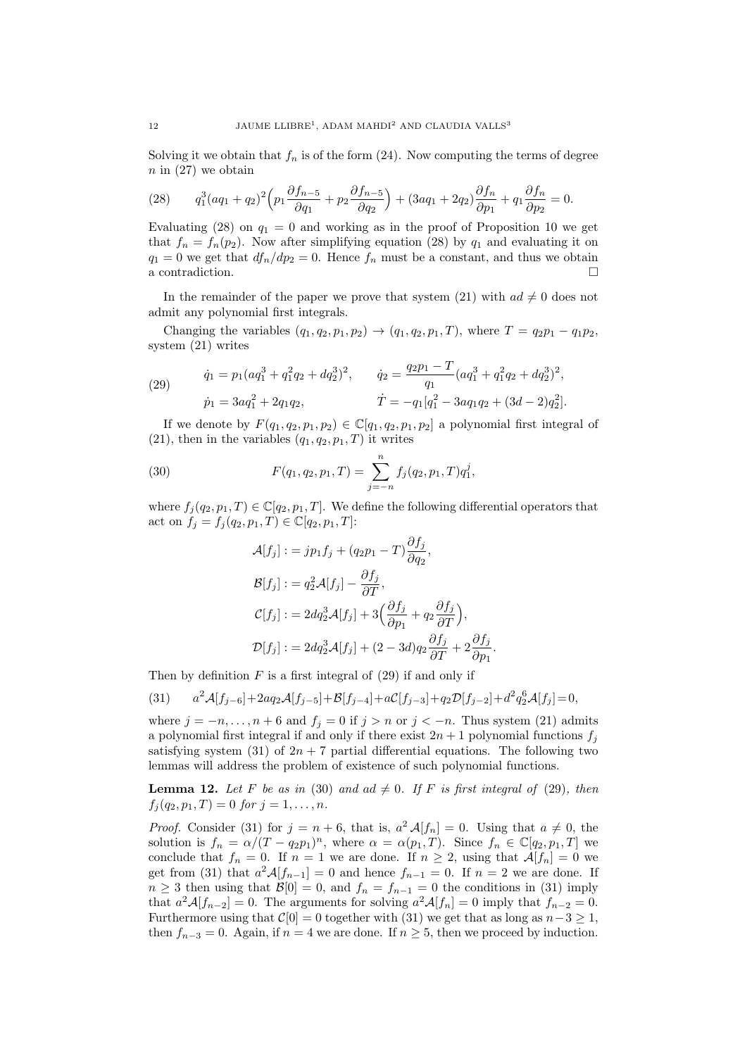Solving it we obtain that $f_n$ is of the form (24). Now computing the terms of degree $n$ in (27) we obtain

$$q_1^3(aq_1+q_2)^2\Big(p_1\frac{\partial f_{n-5}}{\partial q_1}+p_2\frac{\partial f_{n-5}}{\partial q_2}\Big)+(3aq_1+2q_2)\frac{\partial f_n}{\partial p_1}+q_1\frac{\partial f_n}{\partial p_2}=0. \tag{28}$$

Evaluating (28) on $q_1=0$ and working as in the proof of Proposition 10 we get that $f_n=f_n(p_2)$. Now after simplifying equation (28) by $q_1$ and evaluating it on $q_1=0$ we get that $df_n/dp_2=0$. Hence $f_n$ must be a constant, and thus we obtain a contradiction. $\square$

In the remainder of the paper we prove that system (21) with $ad\neq 0$ does not admit any polynomial first integrals.

Changing the variables $(q_1,q_2,p_1,p_2)\to(q_1,q_2,p_1,T)$, where $T=q_2p_1-q_1p_2$, system (21) writes

$$\begin{aligned}
&\dot q_1=p_1(aq_1^3+q_1^2q_2+dq_2^3)^2, &&\dot q_2=\frac{q_2p_1-T}{q_1}(aq_1^3+q_1^2q_2+dq_2^3)^2,\\
&\dot p_1=3aq_1^2+2q_1q_2, &&\dot T=-q_1[q_1^2-3aq_1q_2+(3d-2)q_2^2].
\end{aligned}\tag{29}$$

If we denote by $F(q_1,q_2,p_1,p_2)\in\mathbb{C}[q_1,q_2,p_1,p_2]$ a polynomial first integral of (21), then in the variables $(q_1,q_2,p_1,T)$ it writes

$$F(q_1,q_2,p_1,T)=\sum_{j=-n}^{n}f_j(q_2,p_1,T)q_1^j, \tag{30}$$

where $f_j(q_2,p_1,T)\in\mathbb{C}[q_2,p_1,T]$. We define the following differential operators that act on $f_j=f_j(q_2,p_1,T)\in\mathbb{C}[q_2,p_1,T]$:

$$\begin{aligned}
\mathcal{A}[f_j]&:=jp_1f_j+(q_2p_1-T)\frac{\partial f_j}{\partial q_2},\\
\mathcal{B}[f_j]&:=q_2^2\mathcal{A}[f_j]-\frac{\partial f_j}{\partial T},\\
\mathcal{C}[f_j]&:=2dq_2^3\mathcal{A}[f_j]+3\Big(\frac{\partial f_j}{\partial p_1}+q_2\frac{\partial f_j}{\partial T}\Big),\\
\mathcal{D}[f_j]&:=2dq_2^3\mathcal{A}[f_j]+(2-3d)q_2\frac{\partial f_j}{\partial T}+2\frac{\partial f_j}{\partial p_1}.
\end{aligned}$$

Then by definition $F$ is a first integral of (29) if and only if

$$a^2\mathcal{A}[f_{j-6}]+2aq_2\mathcal{A}[f_{j-5}]+\mathcal{B}[f_{j-4}]+a\mathcal{C}[f_{j-3}]+q_2\mathcal{D}[f_{j-2}]+d^2q_2^6\mathcal{A}[f_j]=0, \tag{31}$$

where $j=-n,\dots,n+6$ and $f_j=0$ if $j>n$ or $j<-n$. Thus system (21) admits a polynomial first integral if and only if there exist $2n+1$ polynomial functions $f_j$ satisfying system (31) of $2n+7$ partial differential equations. The following two lemmas will address the problem of existence of such polynomial functions.

**Lemma 12.** *Let $F$ be as in (30) and $ad\neq 0$. If $F$ is first integral of (29), then $f_j(q_2,p_1,T)=0$ for $j=1,\dots,n$.*

*Proof.* Consider (31) for $j=n+6$, that is, $a^2\mathcal{A}[f_n]=0$. Using that $a\neq 0$, the solution is $f_n=\alpha/(T-q_2p_1)^n$, where $\alpha=\alpha(p_1,T)$. Since $f_n\in\mathbb{C}[q_2,p_1,T]$ we conclude that $f_n=0$. If $n=1$ we are done. If $n\geq 2$, using that $\mathcal{A}[f_n]=0$ we get from (31) that $a^2\mathcal{A}[f_{n-1}]=0$ and hence $f_{n-1}=0$. If $n=2$ we are done. If $n\geq 3$ then using that $\mathcal{B}[0]=0$, and $f_n=f_{n-1}=0$ the conditions in (31) imply that $a^2\mathcal{A}[f_{n-2}]=0$. The arguments for solving $a^2\mathcal{A}[f_n]=0$ imply that $f_{n-2}=0$. Furthermore using that $\mathcal{C}[0]=0$ together with (31) we get that as long as $n-3\geq 1$, then $f_{n-3}=0$. Again, if $n=4$ we are done. If $n\geq 5$, then we proceed by induction.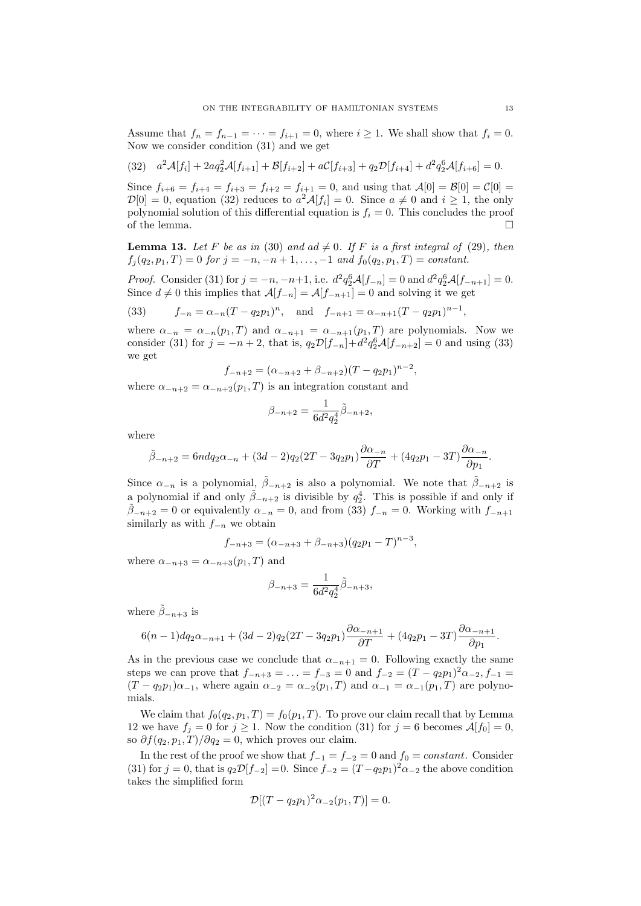Assume that $f_n = f_{n-1} = \cdots = f_{i+1} = 0$, where $i \geq 1$. We shall show that $f_i = 0$. Now we consider condition (31) and we get

$$
a^2\mathcal{A}[f_i] + 2aq_2^2\mathcal{A}[f_{i+1}] + \mathcal{B}[f_{i+2}] + a\mathcal{C}[f_{i+3}] + q_2\mathcal{D}[f_{i+4}] + d^2q_2^6\mathcal{A}[f_{i+6}] = 0. \tag{32}
$$

Since $f_{i+6} = f_{i+4} = f_{i+3} = f_{i+2} = f_{i+1} = 0$, and using that $\mathcal{A}[0] = \mathcal{B}[0] = \mathcal{C}[0] = \mathcal{D}[0] = 0$, equation (32) reduces to $a^2\mathcal{A}[f_i] = 0$. Since $a \neq 0$ and $i \geq 1$, the only polynomial solution of this differential equation is $f_i = 0$. This concludes the proof of the lemma. $\square$

**Lemma 13.** *Let $F$ be as in* (30) *and $ad \neq 0$. If $F$ is a first integral of* (29)*, then $f_j(q_2, p_1, T) = 0$ for $j = -n, -n+1, \ldots, -1$ and $f_0(q_2, p_1, T) = constant$.*

*Proof.* Consider (31) for $j = -n, -n+1$, i.e. $d^2q_2^6\mathcal{A}[f_{-n}] = 0$ and $d^2q_2^6\mathcal{A}[f_{-n+1}] = 0$. Since $d \neq 0$ this implies that $\mathcal{A}[f_{-n}] = \mathcal{A}[f_{-n+1}] = 0$ and solving it we get

$$
f_{-n} = \alpha_{-n}(T - q_2p_1)^n, \quad \text{and} \quad f_{-n+1} = \alpha_{-n+1}(T - q_2p_1)^{n-1}, \tag{33}
$$

where $\alpha_{-n} = \alpha_{-n}(p_1, T)$ and $\alpha_{-n+1} = \alpha_{-n+1}(p_1, T)$ are polynomials. Now we consider (31) for $j = -n+2$, that is, $q_2\mathcal{D}[f_{-n}] + d^2q_2^6\mathcal{A}[f_{-n+2}] = 0$ and using (33) we get

$$
f_{-n+2} = (\alpha_{-n+2} + \beta_{-n+2})(T - q_2p_1)^{n-2},
$$

where $\alpha_{-n+2} = \alpha_{-n+2}(p_1, T)$ is an integration constant and

$$
\beta_{-n+2} = \frac{1}{6d^2q_2^4}\tilde{\beta}_{-n+2},
$$

where

$$
\tilde{\beta}_{-n+2} = 6ndq_2\alpha_{-n} + (3d-2)q_2(2T - 3q_2p_1)\frac{\partial \alpha_{-n}}{\partial T} + (4q_2p_1 - 3T)\frac{\partial \alpha_{-n}}{\partial p_1}.
$$

Since $\alpha_{-n}$ is a polynomial, $\tilde{\beta}_{-n+2}$ is also a polynomial. We note that $\tilde{\beta}_{-n+2}$ is a polynomial if and only $\tilde{\beta}_{-n+2}$ is divisible by $q_2^4$. This is possible if and only if $\tilde{\beta}_{-n+2} = 0$ or equivalently $\alpha_{-n} = 0$, and from (33) $f_{-n} = 0$. Working with $f_{-n+1}$ similarly as with $f_{-n}$ we obtain

$$
f_{-n+3} = (\alpha_{-n+3} + \beta_{-n+3})(q_2p_1 - T)^{n-3},
$$

where $\alpha_{-n+3} = \alpha_{-n+3}(p_1, T)$ and

$$
\beta_{-n+3} = \frac{1}{6d^2q_2^4}\tilde{\beta}_{-n+3},
$$

where $\tilde{\beta}_{-n+3}$ is

$$
6(n-1)dq_2\alpha_{-n+1} + (3d-2)q_2(2T - 3q_2p_1)\frac{\partial \alpha_{-n+1}}{\partial T} + (4q_2p_1 - 3T)\frac{\partial \alpha_{-n+1}}{\partial p_1}.
$$

As in the previous case we conclude that $\alpha_{-n+1} = 0$. Following exactly the same steps we can prove that $f_{-n+3} = \ldots = f_{-3} = 0$ and $f_{-2} = (T - q_2p_1)^2\alpha_{-2}, f_{-1} = (T - q_2p_1)\alpha_{-1}$, where again $\alpha_{-2} = \alpha_{-2}(p_1, T)$ and $\alpha_{-1} = \alpha_{-1}(p_1, T)$ are polynomials.

We claim that $f_0(q_2, p_1, T) = f_0(p_1, T)$. To prove our claim recall that by Lemma 12 we have $f_j = 0$ for $j \geq 1$. Now the condition (31) for $j = 6$ becomes $\mathcal{A}[f_0] = 0$, so $\partial f(q_2, p_1, T)/\partial q_2 = 0$, which proves our claim.

In the rest of the proof we show that $f_{-1} = f_{-2} = 0$ and $f_0 = constant$. Consider (31) for $j = 0$, that is $q_2\mathcal{D}[f_{-2}] = 0$. Since $f_{-2} = (T - q_2p_1)^2\alpha_{-2}$ the above condition takes the simplified form

$$
\mathcal{D}[(T - q_2p_1)^2\alpha_{-2}(p_1, T)] = 0.
$$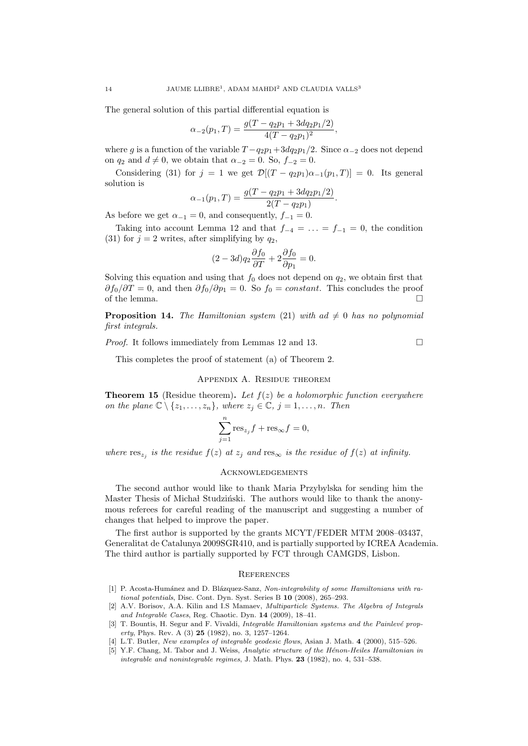The general solution of this partial differential equation is

$$\alpha_{-2}(p_1, T) = \frac{g(T - q_2 p_1 + 3dq_2 p_1/2)}{4(T - q_2 p_1)^2},$$

where $g$ is a function of the variable $T - q_2 p_1 + 3dq_2 p_1/2$. Since $\alpha_{-2}$ does not depend on $q_2$ and $d \neq 0$, we obtain that $\alpha_{-2} = 0$. So, $f_{-2} = 0$.

Considering (31) for $j = 1$ we get $\mathcal{D}[(T - q_2 p_1)\alpha_{-1}(p_1, T)] = 0$. Its general solution is

$$\alpha_{-1}(p_1, T) = \frac{g(T - q_2 p_1 + 3dq_2 p_1/2)}{2(T - q_2 p_1)}.$$

As before we get $\alpha_{-1} = 0$, and consequently, $f_{-1} = 0$.

Taking into account Lemma 12 and that $f_{-4} = \ldots = f_{-1} = 0$, the condition (31) for $j = 2$ writes, after simplifying by $q_2$,

$$(2 - 3d)q_2 \frac{\partial f_0}{\partial T} + 2\frac{\partial f_0}{\partial p_1} = 0.$$

Solving this equation and using that $f_0$ does not depend on $q_2$, we obtain first that $\partial f_0/\partial T = 0$, and then $\partial f_0/\partial p_1 = 0$. So $f_0 = constant$. This concludes the proof of the lemma. □

**Proposition 14.** *The Hamiltonian system* (21) *with* $ad \neq 0$ *has no polynomial first integrals.*

*Proof.* It follows immediately from Lemmas 12 and 13. □

This completes the proof of statement (a) of Theorem 2.

## Appendix A. Residue theorem

**Theorem 15** (Residue theorem)**.** *Let* $f(z)$ *be a holomorphic function everywhere on the plane* $\mathbb{C} \setminus \{z_1, \ldots, z_n\}$*, where* $z_j \in \mathbb{C}$*,* $j = 1, \ldots, n$*. Then*

$$\sum_{j=1}^{n} \text{res}_{z_j} f + \text{res}_\infty f = 0,$$

*where* $\text{res}_{z_j}$ *is the residue* $f(z)$ *at* $z_j$ *and* $\text{res}_\infty$ *is the residue of* $f(z)$ *at infinity.*

## Acknowledgements

The second author would like to thank Maria Przybylska for sending him the Master Thesis of Michał Studziński. The authors would like to thank the anonymous referees for careful reading of the manuscript and suggesting a number of changes that helped to improve the paper.

The first author is supported by the grants MCYT/FEDER MTM 2008–03437, Generalitat de Catalunya 2009SGR410, and is partially supported by ICREA Academia. The third author is partially supported by FCT through CAMGDS, Lisbon.

## References

[1] P. Acosta-Humánez and D. Blázquez-Sanz, *Non-integrability of some Hamiltonians with rational potentials*, Disc. Cont. Dyn. Syst. Series B **10** (2008), 265–293.

[2] A.V. Borisov, A.A. Kilin and I.S Mamaev, *Multiparticle Systems. The Algebra of Integrals and Integrable Cases*, Reg. Chaotic. Dyn. **14** (2009), 18–41.

[3] T. Bountis, H. Segur and F. Vivaldi, *Integrable Hamiltonian systems and the Painlevé property*, Phys. Rev. A (3) **25** (1982), no. 3, 1257–1264.

[4] L.T. Butler, *New examples of integrable geodesic flows*, Asian J. Math. **4** (2000), 515–526.

[5] Y.F. Chang, M. Tabor and J. Weiss, *Analytic structure of the Hénon-Heiles Hamiltonian in integrable and nonintegrable regimes*, J. Math. Phys. **23** (1982), no. 4, 531–538.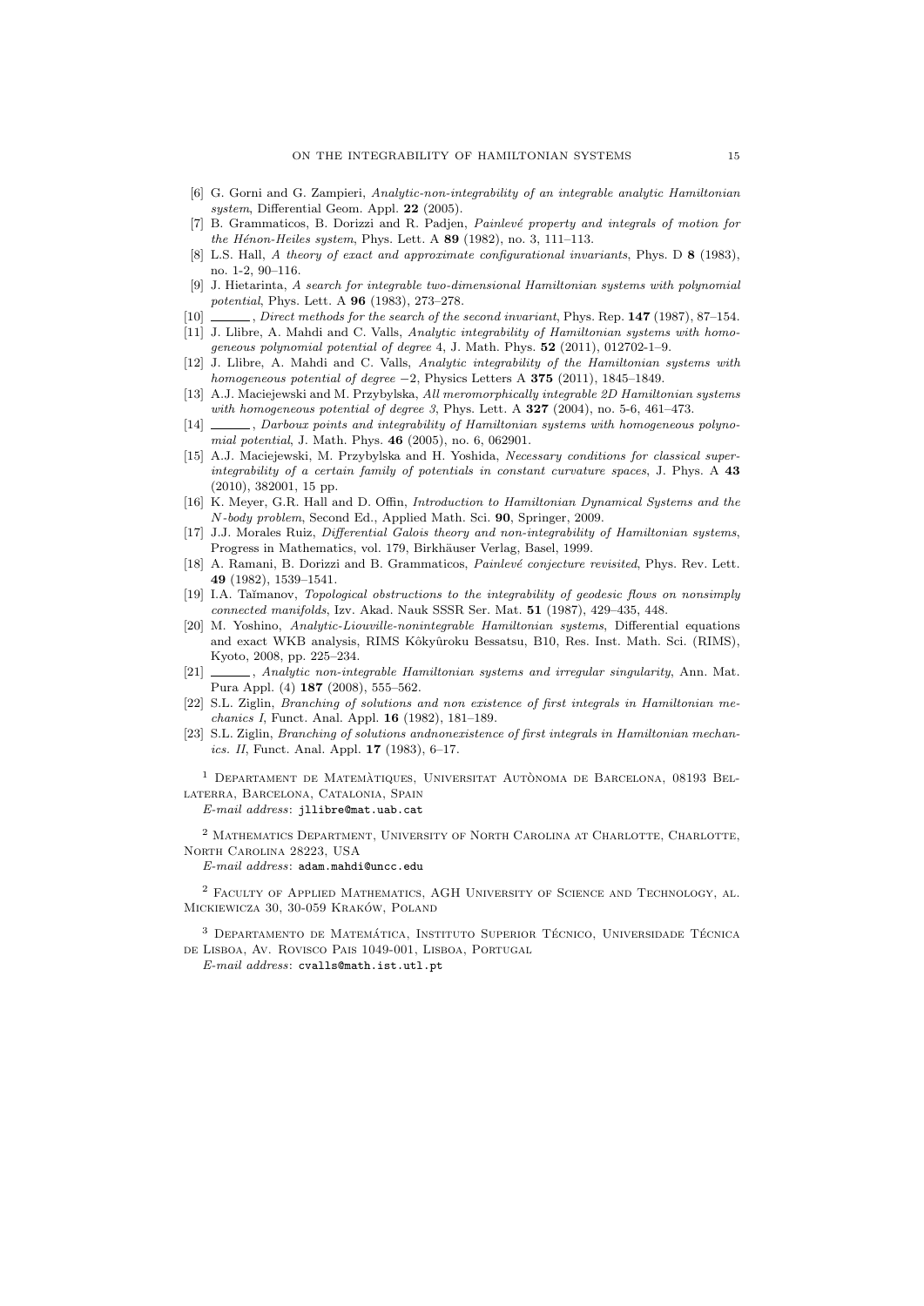[6] G. Gorni and G. Zampieri, *Analytic-non-integrability of an integrable analytic Hamiltonian system*, Differential Geom. Appl. **22** (2005).

[7] B. Grammaticos, B. Dorizzi and R. Padjen, *Painlevé property and integrals of motion for the Hénon-Heiles system*, Phys. Lett. A **89** (1982), no. 3, 111–113.

[8] L.S. Hall, *A theory of exact and approximate configurational invariants*, Phys. D **8** (1983), no. 1-2, 90–116.

[9] J. Hietarinta, *A search for integrable two-dimensional Hamiltonian systems with polynomial potential*, Phys. Lett. A **96** (1983), 273–278.

[10] ______, *Direct methods for the search of the second invariant*, Phys. Rep. **147** (1987), 87–154.

[11] J. Llibre, A. Mahdi and C. Valls, *Analytic integrability of Hamiltonian systems with homogeneous polynomial potential of degree 4*, J. Math. Phys. **52** (2011), 012702-1–9.

[12] J. Llibre, A. Mahdi and C. Valls, *Analytic integrability of the Hamiltonian systems with homogeneous potential of degree* $-2$, Physics Letters A **375** (2011), 1845–1849.

[13] A.J. Maciejewski and M. Przybylska, *All meromorphically integrable 2D Hamiltonian systems with homogeneous potential of degree 3*, Phys. Lett. A **327** (2004), no. 5-6, 461–473.

[14] ______, *Darboux points and integrability of Hamiltonian systems with homogeneous polynomial potential*, J. Math. Phys. **46** (2005), no. 6, 062901.

[15] A.J. Maciejewski, M. Przybylska and H. Yoshida, *Necessary conditions for classical super-integrability of a certain family of potentials in constant curvature spaces*, J. Phys. A **43** (2010), 382001, 15 pp.

[16] K. Meyer, G.R. Hall and D. Offin, *Introduction to Hamiltonian Dynamical Systems and the N-body problem*, Second Ed., Applied Math. Sci. **90**, Springer, 2009.

[17] J.J. Morales Ruiz, *Differential Galois theory and non-integrability of Hamiltonian systems*, Progress in Mathematics, vol. 179, Birkhäuser Verlag, Basel, 1999.

[18] A. Ramani, B. Dorizzi and B. Grammaticos, *Painlevé conjecture revisited*, Phys. Rev. Lett. **49** (1982), 1539–1541.

[19] I.A. Taĭmanov, *Topological obstructions to the integrability of geodesic flows on nonsimply connected manifolds*, Izv. Akad. Nauk SSSR Ser. Mat. **51** (1987), 429–435, 448.

[20] M. Yoshino, *Analytic-Liouville-nonintegrable Hamiltonian systems*, Differential equations and exact WKB analysis, RIMS Kôkyûroku Bessatsu, B10, Res. Inst. Math. Sci. (RIMS), Kyoto, 2008, pp. 225–234.

[21] ______, *Analytic non-integrable Hamiltonian systems and irregular singularity*, Ann. Mat. Pura Appl. (4) **187** (2008), 555–562.

[22] S.L. Ziglin, *Branching of solutions and non existence of first integrals in Hamiltonian mechanics I*, Funct. Anal. Appl. **16** (1982), 181–189.

[23] S.L. Ziglin, *Branching of solutions andnonexistence of first integrals in Hamiltonian mechanics. II*, Funct. Anal. Appl. **17** (1983), 6–17.

[1] Departament de Matemàtiques, Universitat Autònoma de Barcelona, 08193 Bellaterra, Barcelona, Catalonia, Spain
*E-mail address*: jllibre@mat.uab.cat

[2] Mathematics Department, University of North Carolina at Charlotte, Charlotte, North Carolina 28223, USA
*E-mail address*: adam.mahdi@uncc.edu

[2] Faculty of Applied Mathematics, AGH University of Science and Technology, al. Mickiewicza 30, 30-059 Kraków, Poland

[3] Departamento de Matemática, Instituto Superior Técnico, Universidade Técnica de Lisboa, Av. Rovisco Pais 1049-001, Lisboa, Portugal
*E-mail address*: cvalls@math.ist.utl.pt